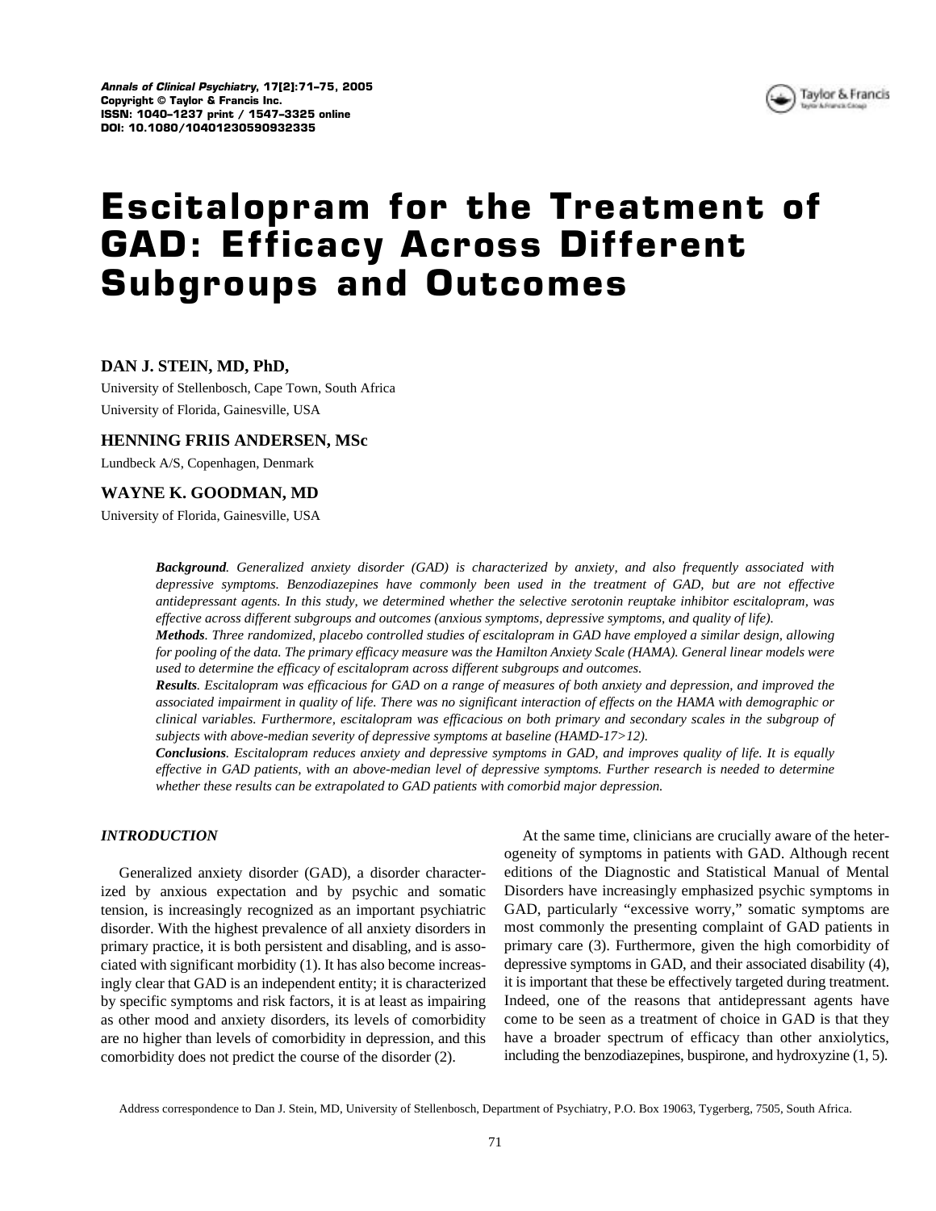# Escitalopram for the Treatment of GAD: Efficacy Across Different Subgroups and Outcomes

**DAN J. STEIN, MD, PhD,**

University of Stellenbosch, Cape Town, South Africa

University of Florida, Gainesville, USA

**HENNING FRIIS ANDERSEN, MSc**

Lundbeck A/S, Copenhagen, Denmark

**WAYNE K. GOODMAN, MD**

University of Florida, Gainesville, USA

***Background****. Generalized anxiety disorder (GAD) is characterized by anxiety, and also frequently associated with depressive symptoms. Benzodiazepines have commonly been used in the treatment of GAD, but are not effective antidepressant agents. In this study, we determined whether the selective serotonin reuptake inhibitor escitalopram, was effective across different subgroups and outcomes (anxious symptoms, depressive symptoms, and quality of life).*

***Methods****. Three randomized, placebo controlled studies of escitalopram in GAD have employed a similar design, allowing for pooling of the data. The primary efficacy measure was the Hamilton Anxiety Scale (HAMA). General linear models were used to determine the efficacy of escitalopram across different subgroups and outcomes.*

***Results****. Escitalopram was efficacious for GAD on a range of measures of both anxiety and depression, and improved the associated impairment in quality of life. There was no significant interaction of effects on the HAMA with demographic or clinical variables. Furthermore, escitalopram was efficacious on both primary and secondary scales in the subgroup of subjects with above-median severity of depressive symptoms at baseline (HAMD-17>12).*

***Conclusions****. Escitalopram reduces anxiety and depressive symptoms in GAD, and improves quality of life. It is equally effective in GAD patients, with an above-median level of depressive symptoms. Further research is needed to determine whether these results can be extrapolated to GAD patients with comorbid major depression.*

## *INTRODUCTION*

Generalized anxiety disorder (GAD), a disorder characterized by anxious expectation and by psychic and somatic tension, is increasingly recognized as an important psychiatric disorder. With the highest prevalence of all anxiety disorders in primary practice, it is both persistent and disabling, and is associated with significant morbidity (1). It has also become increasingly clear that GAD is an independent entity; it is characterized by specific symptoms and risk factors, it is at least as impairing as other mood and anxiety disorders, its levels of comorbidity are no higher than levels of comorbidity in depression, and this comorbidity does not predict the course of the disorder (2).

At the same time, clinicians are crucially aware of the heterogeneity of symptoms in patients with GAD. Although recent editions of the Diagnostic and Statistical Manual of Mental Disorders have increasingly emphasized psychic symptoms in GAD, particularly "excessive worry," somatic symptoms are most commonly the presenting complaint of GAD patients in primary care (3). Furthermore, given the high comorbidity of depressive symptoms in GAD, and their associated disability (4), it is important that these be effectively targeted during treatment. Indeed, one of the reasons that antidepressant agents have come to be seen as a treatment of choice in GAD is that they have a broader spectrum of efficacy than other anxiolytics, including the benzodiazepines, buspirone, and hydroxyzine (1, 5).

Address correspondence to Dan J. Stein, MD, University of Stellenbosch, Department of Psychiatry, P.O. Box 19063, Tygerberg, 7505, South Africa.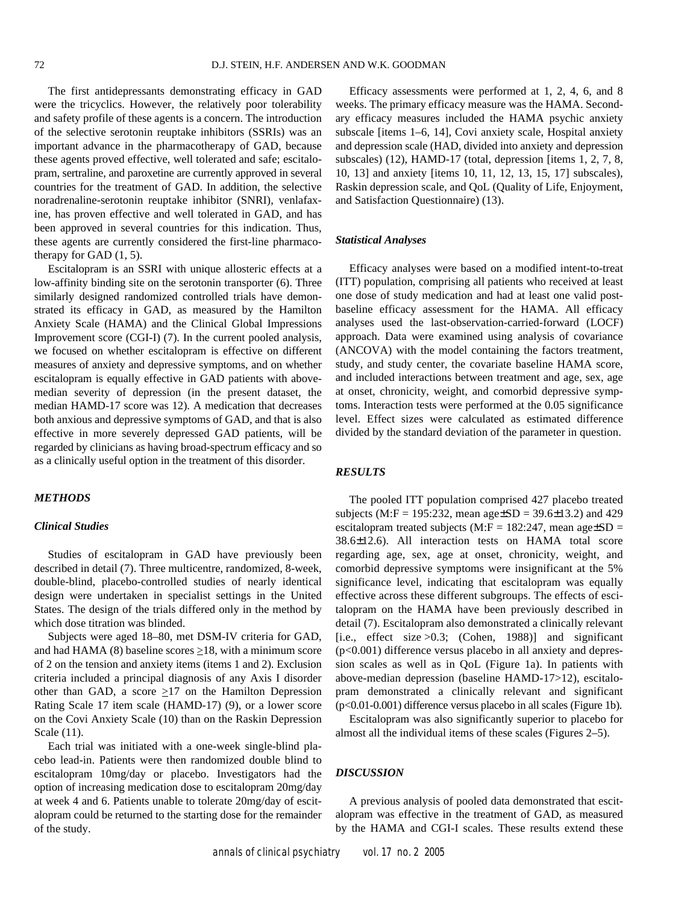The first antidepressants demonstrating efficacy in GAD were the tricyclics. However, the relatively poor tolerability and safety profile of these agents is a concern. The introduction of the selective serotonin reuptake inhibitors (SSRIs) was an important advance in the pharmacotherapy of GAD, because these agents proved effective, well tolerated and safe; escitalopram, sertraline, and paroxetine are currently approved in several countries for the treatment of GAD. In addition, the selective noradrenaline-serotonin reuptake inhibitor (SNRI), venlafaxine, has proven effective and well tolerated in GAD, and has been approved in several countries for this indication. Thus, these agents are currently considered the first-line pharmacotherapy for GAD (1, 5).

Escitalopram is an SSRI with unique allosteric effects at a low-affinity binding site on the serotonin transporter (6). Three similarly designed randomized controlled trials have demonstrated its efficacy in GAD, as measured by the Hamilton Anxiety Scale (HAMA) and the Clinical Global Impressions Improvement score (CGI-I) (7). In the current pooled analysis, we focused on whether escitalopram is effective on different measures of anxiety and depressive symptoms, and on whether escitalopram is equally effective in GAD patients with above-median severity of depression (in the present dataset, the median HAMD-17 score was 12). A medication that decreases both anxious and depressive symptoms of GAD, and that is also effective in more severely depressed GAD patients, will be regarded by clinicians as having broad-spectrum efficacy and so as a clinically useful option in the treatment of this disorder.

## METHODS

### Clinical Studies

Studies of escitalopram in GAD have previously been described in detail (7). Three multicentre, randomized, 8-week, double-blind, placebo-controlled studies of nearly identical design were undertaken in specialist settings in the United States. The design of the trials differed only in the method by which dose titration was blinded.

Subjects were aged 18–80, met DSM-IV criteria for GAD, and had HAMA (8) baseline scores $\geq$18, with a minimum score of 2 on the tension and anxiety items (items 1 and 2). Exclusion criteria included a principal diagnosis of any Axis I disorder other than GAD, a score $\geq$17 on the Hamilton Depression Rating Scale 17 item scale (HAMD-17) (9), or a lower score on the Covi Anxiety Scale (10) than on the Raskin Depression Scale (11).

Each trial was initiated with a one-week single-blind placebo lead-in. Patients were then randomized double blind to escitalopram 10mg/day or placebo. Investigators had the option of increasing medication dose to escitalopram 20mg/day at week 4 and 6. Patients unable to tolerate 20mg/day of escitalopram could be returned to the starting dose for the remainder of the study.

Efficacy assessments were performed at 1, 2, 4, 6, and 8 weeks. The primary efficacy measure was the HAMA. Secondary efficacy measures included the HAMA psychic anxiety subscale [items 1–6, 14], Covi anxiety scale, Hospital anxiety and depression scale (HAD, divided into anxiety and depression subscales) (12), HAMD-17 (total, depression [items 1, 2, 7, 8, 10, 13] and anxiety [items 10, 11, 12, 13, 15, 17] subscales), Raskin depression scale, and QoL (Quality of Life, Enjoyment, and Satisfaction Questionnaire) (13).

### Statistical Analyses

Efficacy analyses were based on a modified intent-to-treat (ITT) population, comprising all patients who received at least one dose of study medication and had at least one valid post-baseline efficacy assessment for the HAMA. All efficacy analyses used the last-observation-carried-forward (LOCF) approach. Data were examined using analysis of covariance (ANCOVA) with the model containing the factors treatment, study, and study center, the covariate baseline HAMA score, and included interactions between treatment and age, sex, age at onset, chronicity, weight, and comorbid depressive symptoms. Interaction tests were performed at the 0.05 significance level. Effect sizes were calculated as estimated difference divided by the standard deviation of the parameter in question.

## RESULTS

The pooled ITT population comprised 427 placebo treated subjects (M:F = 195:232, mean age±SD = 39.6±13.2) and 429 escitalopram treated subjects (M:F = 182:247, mean age±SD = 38.6±12.6). All interaction tests on HAMA total score regarding age, sex, age at onset, chronicity, weight, and comorbid depressive symptoms were insignificant at the 5% significance level, indicating that escitalopram was equally effective across these different subgroups. The effects of escitalopram on the HAMA have been previously described in detail (7). Escitalopram also demonstrated a clinically relevant [i.e., effect size >0.3; (Cohen, 1988)] and significant ($p<0.001$) difference versus placebo in all anxiety and depression scales as well as in QoL (Figure 1a). In patients with above-median depression (baseline HAMD-17>12), escitalopram demonstrated a clinically relevant and significant ($p<0.01$-$0.001$) difference versus placebo in all scales (Figure 1b).

Escitalopram was also significantly superior to placebo for almost all the individual items of these scales (Figures 2–5).

## DISCUSSION

A previous analysis of pooled data demonstrated that escitalopram was effective in the treatment of GAD, as measured by the HAMA and CGI-I scales. These results extend these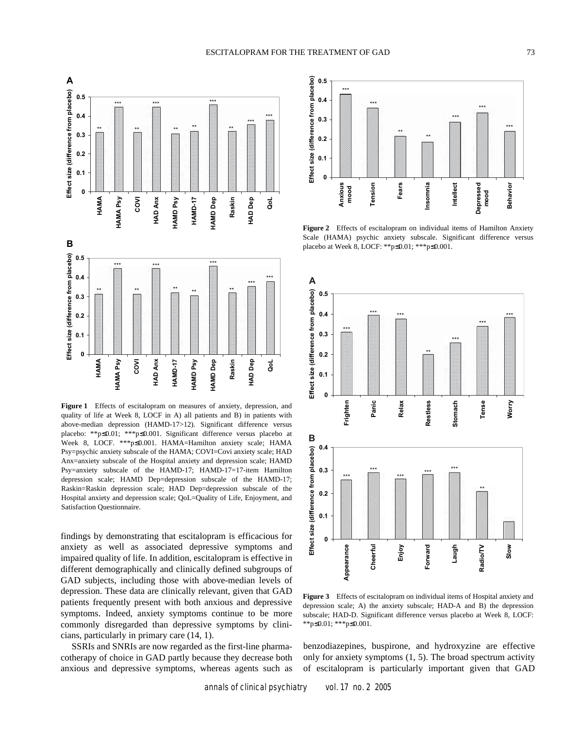**Figure 1** Effects of escitalopram on measures of anxiety, depression, and quality of life at Week 8, LOCF in A) all patients and B) in patients with above-median depression (HAMD-17>12). Significant difference versus placebo: **p≤0.01; ***p≤0.001. Significant difference versus placebo at Week 8, LOCF. ***p≤0.001. HAMA=Hamilton anxiety scale; HAMA Psy=psychic anxiety subscale of the HAMA; COVI=Covi anxiety scale; HAD Anx=anxiety subscale of the Hospital anxiety and depression scale; HAMD Psy=anxiety subscale of the HAMD-17; HAMD-17=17-item Hamilton depression scale; HAMD Dep=depression subscale of the HAMD-17; Raskin=Raskin depression scale; HAD Dep=depression subscale of the Hospital anxiety and depression scale; QoL=Quality of Life, Enjoyment, and Satisfaction Questionnaire.

**Figure 2** Effects of escitalopram on individual items of Hamilton Anxiety Scale (HAMA) psychic anxiety subscale. Significant difference versus placebo at Week 8, LOCF: **p≤0.01; ***p≤0.001.

**Figure 3** Effects of escitalopram on individual items of Hospital anxiety and depression scale; A) the anxiety subscale; HAD-A and B) the depression subscale; HAD-D. Significant difference versus placebo at Week 8, LOCF: **p≤0.01; ***p≤0.001.

findings by demonstrating that escitalopram is efficacious for anxiety as well as associated depressive symptoms and impaired quality of life. In addition, escitalopram is effective in different demographically and clinically defined subgroups of GAD subjects, including those with above-median levels of depression. These data are clinically relevant, given that GAD patients frequently present with both anxious and depressive symptoms. Indeed, anxiety symptoms continue to be more commonly disregarded than depressive symptoms by clinicians, particularly in primary care (14, 1).

SSRIs and SNRIs are now regarded as the first-line pharmacotherapy of choice in GAD partly because they decrease both anxious and depressive symptoms, whereas agents such as benzodiazepines, buspirone, and hydroxyzine are effective only for anxiety symptoms (1, 5). The broad spectrum activity of escitalopram is particularly important given that GAD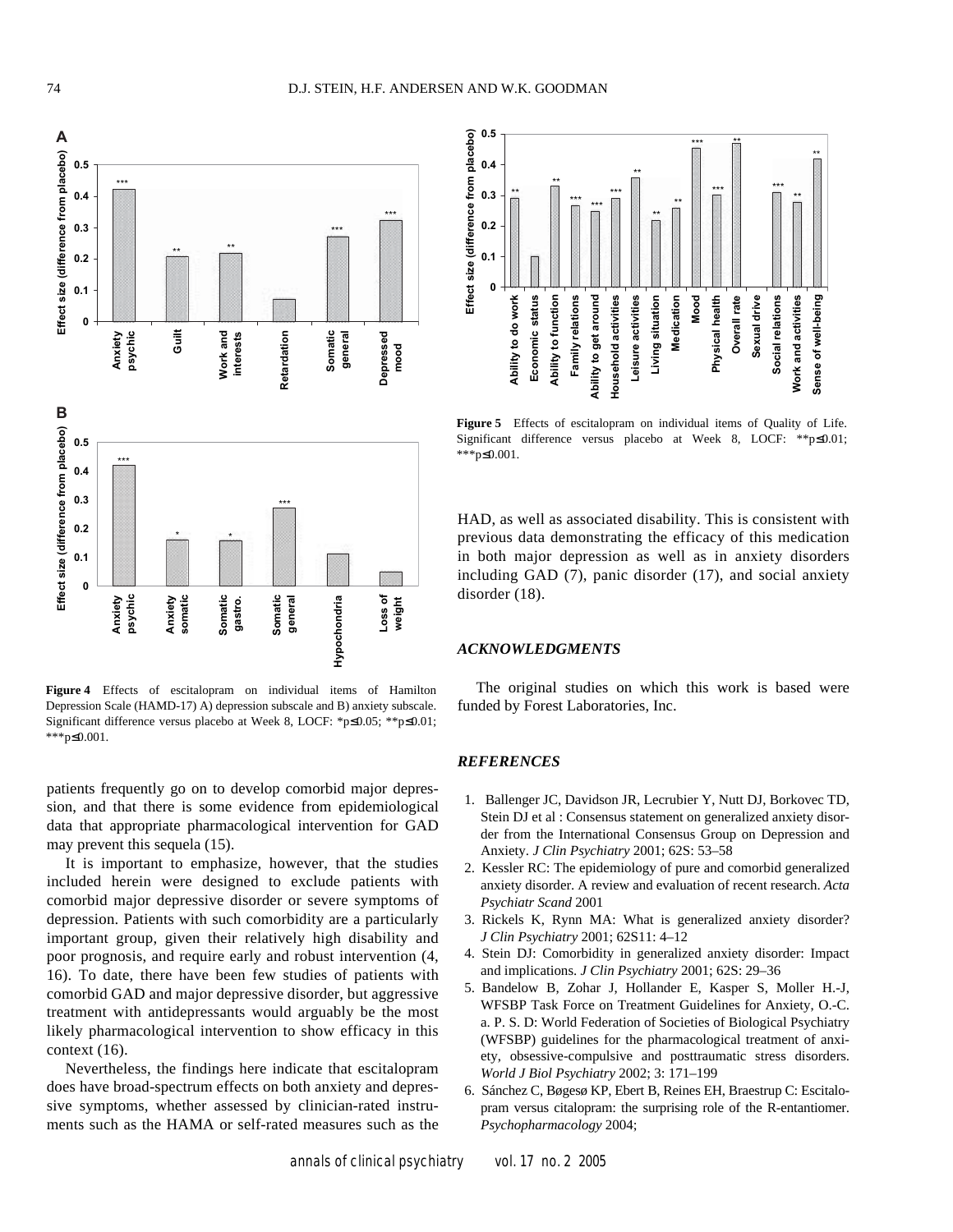**Figure 4** Effects of escitalopram on individual items of Hamilton Depression Scale (HAMD-17) A) depression subscale and B) anxiety subscale. Significant difference versus placebo at Week 8, LOCF: *p≤0.05; **p≤0.01; ***p≤0.001.

patients frequently go on to develop comorbid major depression, and that there is some evidence from epidemiological data that appropriate pharmacological intervention for GAD may prevent this sequela (15).

It is important to emphasize, however, that the studies included herein were designed to exclude patients with comorbid major depressive disorder or severe symptoms of depression. Patients with such comorbidity are a particularly important group, given their relatively high disability and poor prognosis, and require early and robust intervention (4, 16). To date, there have been few studies of patients with comorbid GAD and major depressive disorder, but aggressive treatment with antidepressants would arguably be the most likely pharmacological intervention to show efficacy in this context (16).

Nevertheless, the findings here indicate that escitalopram does have broad-spectrum effects on both anxiety and depressive symptoms, whether assessed by clinician-rated instruments such as the HAMA or self-rated measures such as the HAD, as well as associated disability. This is consistent with previous data demonstrating the efficacy of this medication in both major depression as well as in anxiety disorders including GAD (7), panic disorder (17), and social anxiety disorder (18).

**Figure 5** Effects of escitalopram on individual items of Quality of Life. Significant difference versus placebo at Week 8, LOCF: **p≤0.01; ***p≤0.001.

### *ACKNOWLEDGMENTS*

The original studies on which this work is based were funded by Forest Laboratories, Inc.

### *REFERENCES*

1. Ballenger JC, Davidson JR, Lecrubier Y, Nutt DJ, Borkovec TD, Stein DJ et al : Consensus statement on generalized anxiety disorder from the International Consensus Group on Depression and Anxiety. *J Clin Psychiatry* 2001; 62S: 53–58
2. Kessler RC: The epidemiology of pure and comorbid generalized anxiety disorder. A review and evaluation of recent research. *Acta Psychiatr Scand* 2001
3. Rickels K, Rynn MA: What is generalized anxiety disorder? *J Clin Psychiatry* 2001; 62S11: 4–12
4. Stein DJ: Comorbidity in generalized anxiety disorder: Impact and implications. *J Clin Psychiatry* 2001; 62S: 29–36
5. Bandelow B, Zohar J, Hollander E, Kasper S, Moller H.-J, WFSBP Task Force on Treatment Guidelines for Anxiety, O.-C. a. P. S. D: World Federation of Societies of Biological Psychiatry (WFSBP) guidelines for the pharmacological treatment of anxiety, obsessive-compulsive and posttraumatic stress disorders. *World J Biol Psychiatry* 2002; 3: 171–199
6. Sánchez C, Bøgesø KP, Ebert B, Reines EH, Braestrup C: Escitalopram versus citalopram: the surprising role of the R-entantiomer. *Psychopharmacology* 2004;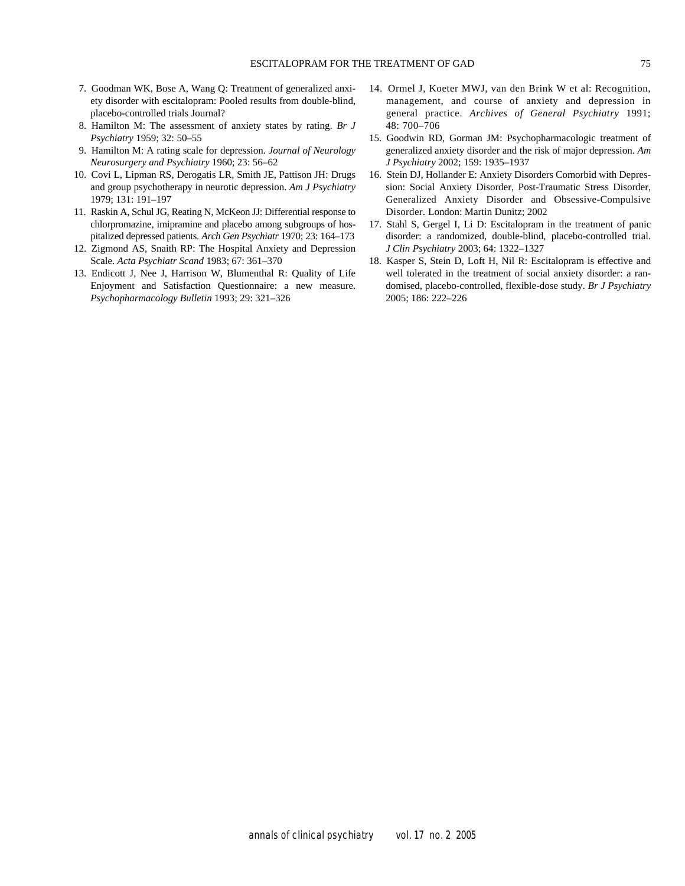7. Goodman WK, Bose A, Wang Q: Treatment of generalized anxiety disorder with escitalopram: Pooled results from double-blind, placebo-controlled trials Journal?
8. Hamilton M: The assessment of anxiety states by rating. *Br J Psychiatry* 1959; 32: 50–55
9. Hamilton M: A rating scale for depression. *Journal of Neurology Neurosurgery and Psychiatry* 1960; 23: 56–62
10. Covi L, Lipman RS, Derogatis LR, Smith JE, Pattison JH: Drugs and group psychotherapy in neurotic depression. *Am J Psychiatry* 1979; 131: 191–197
11. Raskin A, Schul JG, Reating N, McKeon JJ: Differential response to chlorpromazine, imipramine and placebo among subgroups of hospitalized depressed patients. *Arch Gen Psychiatr* 1970; 23: 164–173
12. Zigmond AS, Snaith RP: The Hospital Anxiety and Depression Scale. *Acta Psychiatr Scand* 1983; 67: 361–370
13. Endicott J, Nee J, Harrison W, Blumenthal R: Quality of Life Enjoyment and Satisfaction Questionnaire: a new measure. *Psychopharmacology Bulletin* 1993; 29: 321–326
14. Ormel J, Koeter MWJ, van den Brink W et al: Recognition, management, and course of anxiety and depression in general practice. *Archives of General Psychiatry* 1991; 48: 700–706
15. Goodwin RD, Gorman JM: Psychopharmacologic treatment of generalized anxiety disorder and the risk of major depression. *Am J Psychiatry* 2002; 159: 1935–1937
16. Stein DJ, Hollander E: Anxiety Disorders Comorbid with Depression: Social Anxiety Disorder, Post-Traumatic Stress Disorder, Generalized Anxiety Disorder and Obsessive-Compulsive Disorder. London: Martin Dunitz; 2002
17. Stahl S, Gergel I, Li D: Escitalopram in the treatment of panic disorder: a randomized, double-blind, placebo-controlled trial. *J Clin Psychiatry* 2003; 64: 1322–1327
18. Kasper S, Stein D, Loft H, Nil R: Escitalopram is effective and well tolerated in the treatment of social anxiety disorder: a randomised, placebo-controlled, flexible-dose study. *Br J Psychiatry* 2005; 186: 222–226